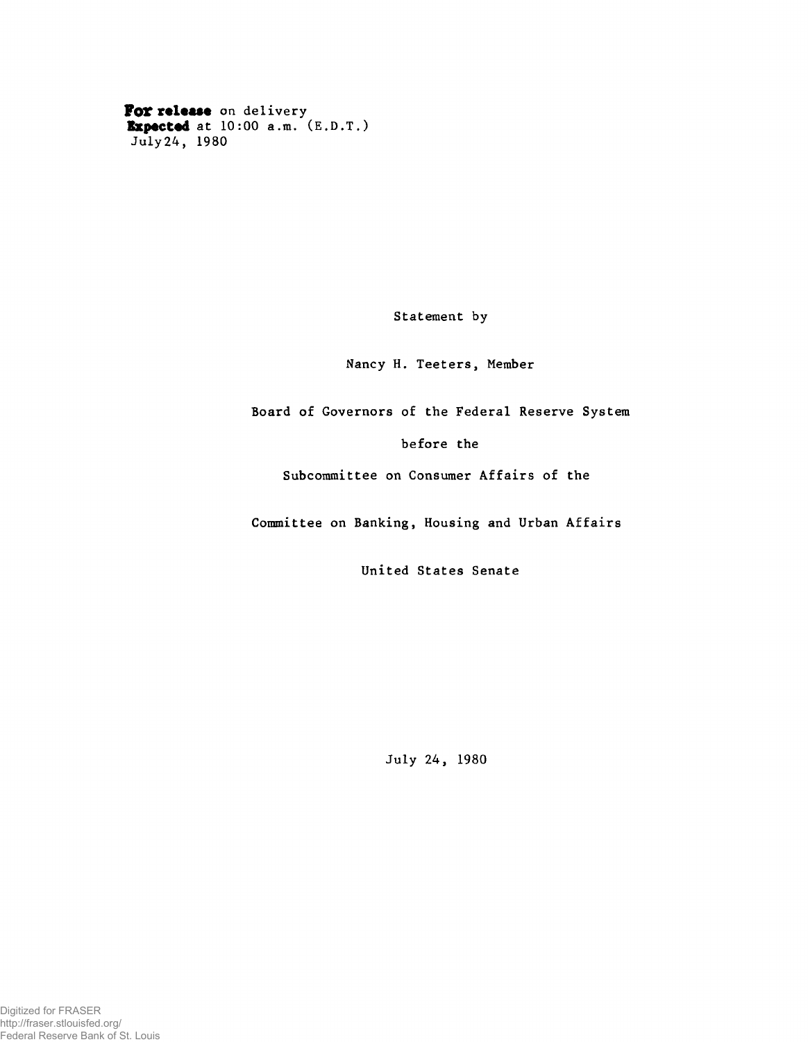**For release** on delivery
**Expected** at 10:00 a.m. (E.D.T.)
July 24, 1980

Statement by

Nancy H. Teeters, Member

Board of Governors of the Federal Reserve System

before the

Subcommittee on Consumer Affairs of the

Committee on Banking, Housing and Urban Affairs

United States Senate

July 24, 1980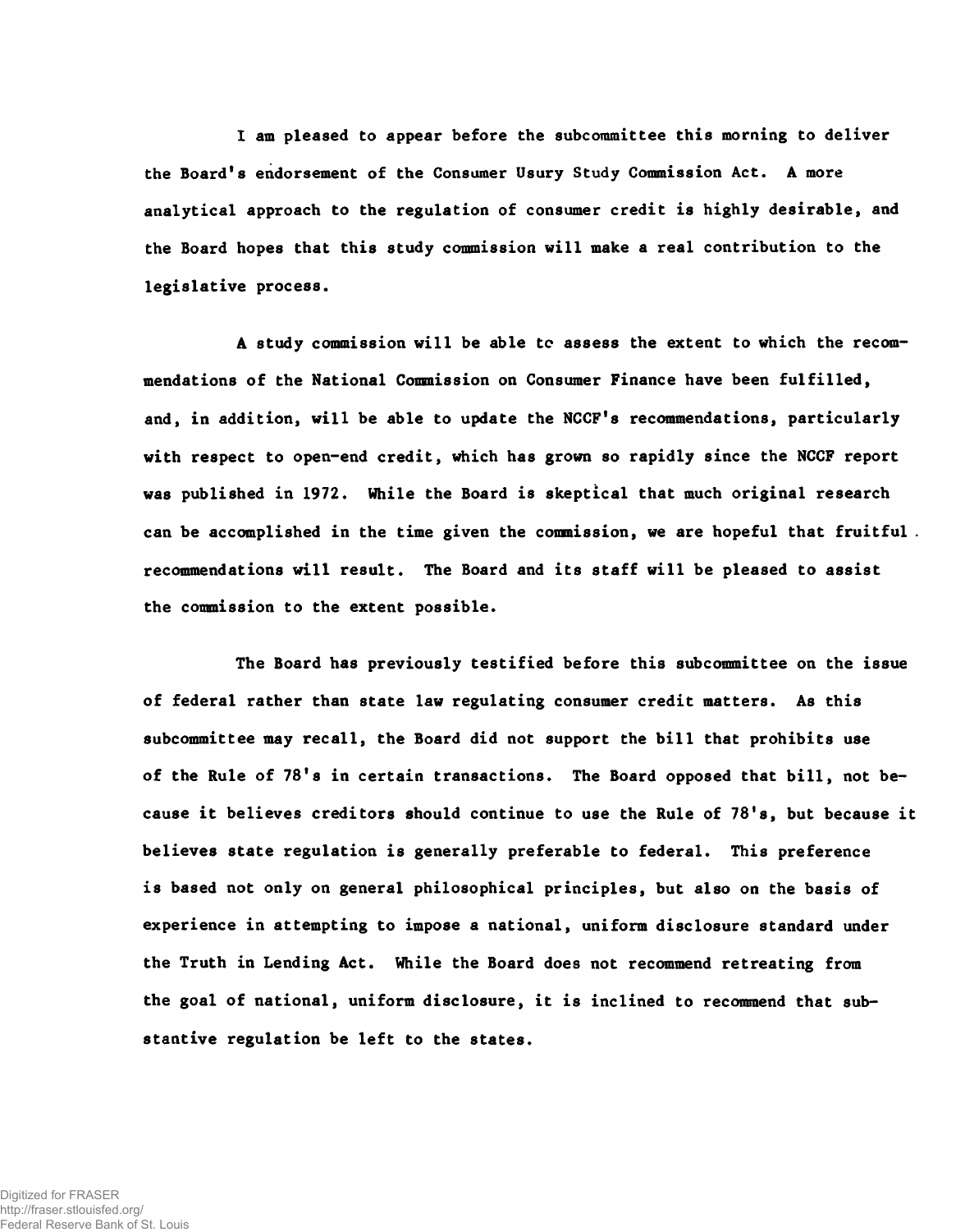I am pleased to appear before the subcommittee this morning to deliver the Board's endorsement of the Consumer Usury Study Commission Act. A more analytical approach to the regulation of consumer credit is highly desirable, and the Board hopes that this study commission will make a real contribution to the legislative process.

A study commission will be able to assess the extent to which the recommendations of the National Commission on Consumer Finance have been fulfilled, and, in addition, will be able to update the NCCF's recommendations, particularly with respect to open-end credit, which has grown so rapidly since the NCCF report was published in 1972. While the Board is skeptical that much original research can be accomplished in the time given the commission, we are hopeful that fruitful recommendations will result. The Board and its staff will be pleased to assist the commission to the extent possible.

The Board has previously testified before this subcommittee on the issue of federal rather than state law regulating consumer credit matters. As this subcommittee may recall, the Board did not support the bill that prohibits use of the Rule of 78's in certain transactions. The Board opposed that bill, not because it believes creditors should continue to use the Rule of 78's, but because it believes state regulation is generally preferable to federal. This preference is based not only on general philosophical principles, but also on the basis of experience in attempting to impose a national, uniform disclosure standard under the Truth in Lending Act. While the Board does not recommend retreating from the goal of national, uniform disclosure, it is inclined to recommend that substantive regulation be left to the states.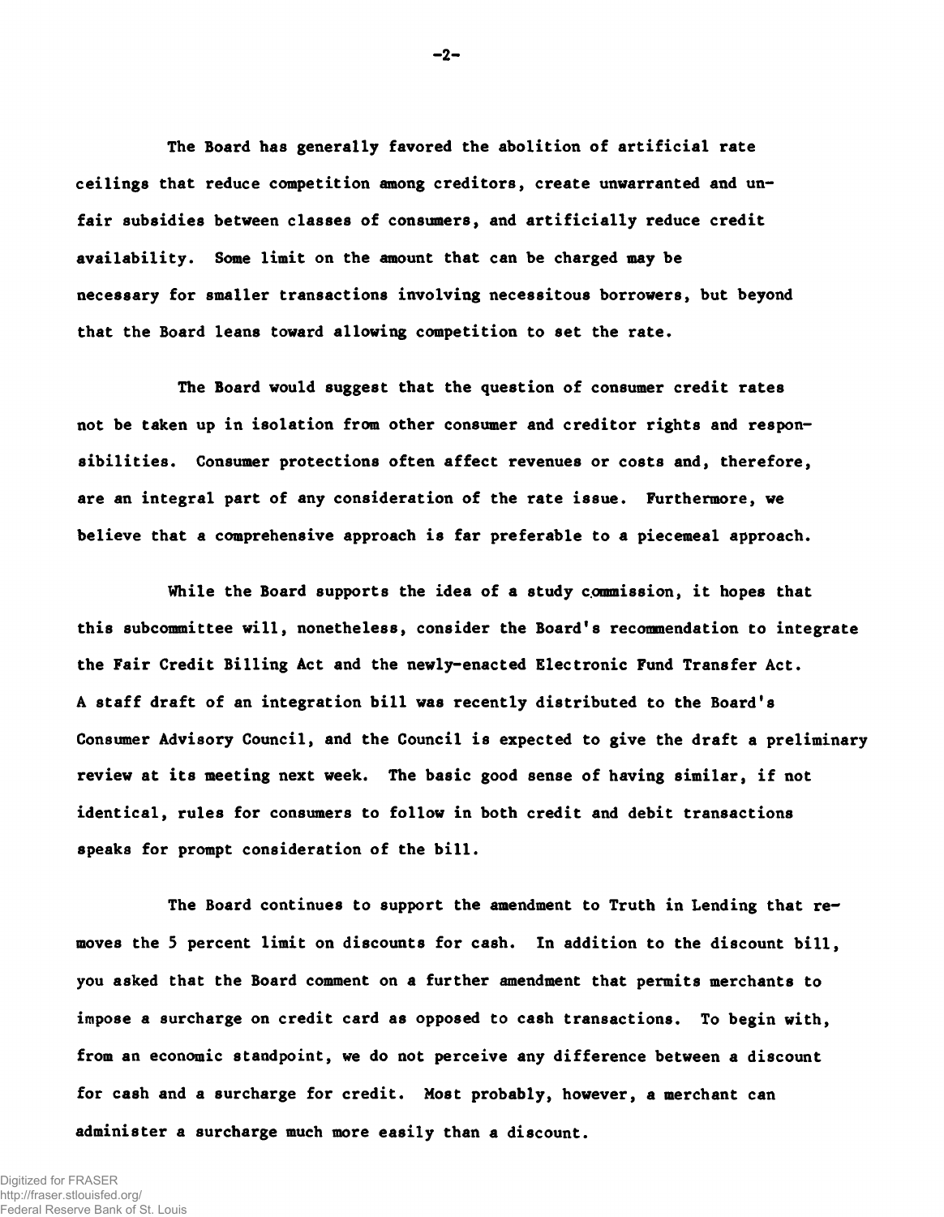The Board has generally favored the abolition of artificial rate ceilings that reduce competition among creditors, create unwarranted and unfair subsidies between classes of consumers, and artificially reduce credit availability. Some limit on the amount that can be charged may be necessary for smaller transactions involving necessitous borrowers, but beyond that the Board leans toward allowing competition to set the rate.

The Board would suggest that the question of consumer credit rates not be taken up in isolation from other consumer and creditor rights and responsibilities. Consumer protections often affect revenues or costs and, therefore, are an integral part of any consideration of the rate issue. Furthermore, we believe that a comprehensive approach is far preferable to a piecemeal approach.

While the Board supports the idea of a study commission, it hopes that this subcommittee will, nonetheless, consider the Board's recommendation to integrate the Fair Credit Billing Act and the newly-enacted Electronic Fund Transfer Act. A staff draft of an integration bill was recently distributed to the Board's Consumer Advisory Council, and the Council is expected to give the draft a preliminary review at its meeting next week. The basic good sense of having similar, if not identical, rules for consumers to follow in both credit and debit transactions speaks for prompt consideration of the bill.

The Board continues to support the amendment to Truth in Lending that removes the 5 percent limit on discounts for cash. In addition to the discount bill, you asked that the Board comment on a further amendment that permits merchants to impose a surcharge on credit card as opposed to cash transactions. To begin with, from an economic standpoint, we do not perceive any difference between a discount for cash and a surcharge for credit. Most probably, however, a merchant can administer a surcharge much more easily than a discount.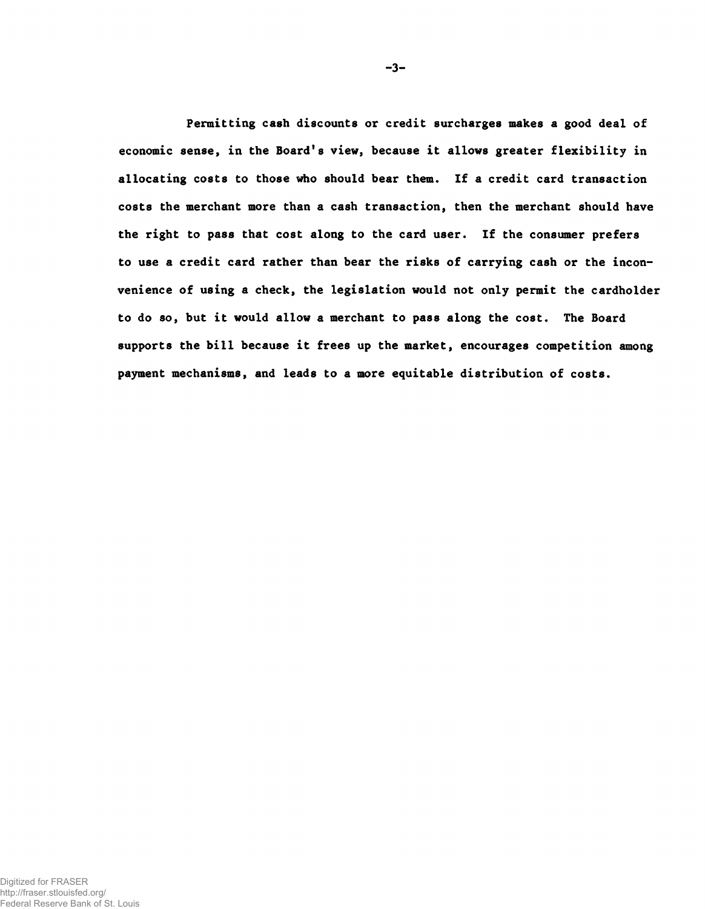Permitting cash discounts or credit surcharges makes a good deal of economic sense, in the Board's view, because it allows greater flexibility in allocating costs to those who should bear them. If a credit card transaction costs the merchant more than a cash transaction, then the merchant should have the right to pass that cost along to the card user. If the consumer prefers to use a credit card rather than bear the risks of carrying cash or the inconvenience of using a check, the legislation would not only permit the cardholder to do so, but it would allow a merchant to pass along the cost. The Board supports the bill because it frees up the market, encourages competition among payment mechanisms, and leads to a more equitable distribution of costs.